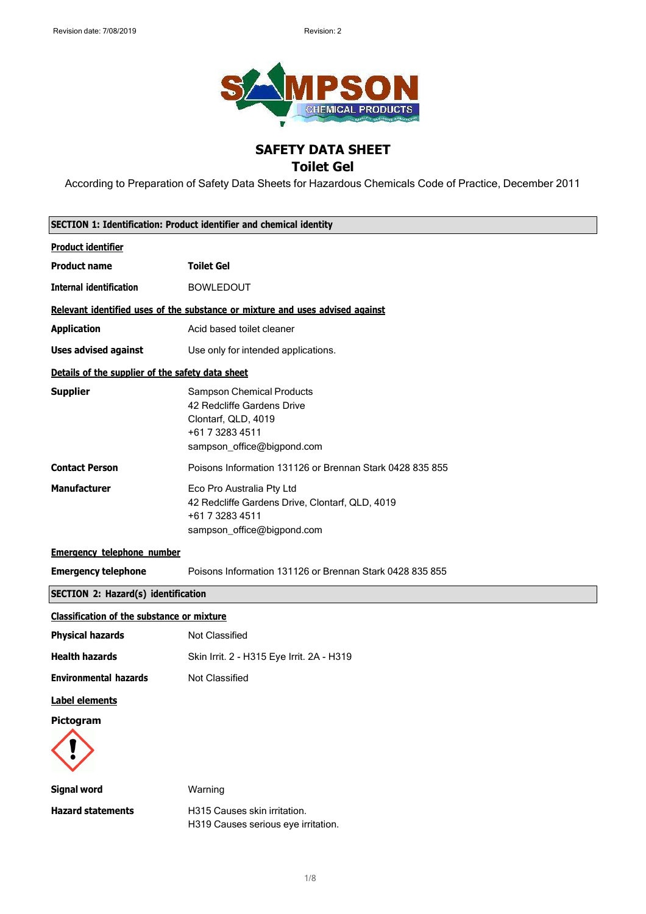Revision date: 7/08/2019 Revision: 2

# SAFETY DATA SHEET
## Toilet Gel

According to Preparation of Safety Data Sheets for Hazardous Chemicals Code of Practice, December 2011

### SECTION 1: Identification: Product identifier and chemical identity

**Product identifier**

| | |
|---|---|
| **Product name** | **Toilet Gel** |
| **Internal identification** | BOWLEDOUT |

**Relevant identified uses of the substance or mixture and uses advised against**

| | |
|---|---|
| **Application** | Acid based toilet cleaner |
| **Uses advised against** | Use only for intended applications. |

**Details of the supplier of the safety data sheet**

| | |
|---|---|
| **Supplier** | Sampson Chemical Products<br>42 Redcliffe Gardens Drive<br>Clontarf, QLD, 4019<br>+61 7 3283 4511<br>sampson_office@bigpond.com |
| **Contact Person** | Poisons Information 131126 or Brennan Stark 0428 835 855 |
| **Manufacturer** | Eco Pro Australia Pty Ltd<br>42 Redcliffe Gardens Drive, Clontarf, QLD, 4019<br>+61 7 3283 4511<br>sampson_office@bigpond.com |

**Emergency telephone number**

| | |
|---|---|
| **Emergency telephone** | Poisons Information 131126 or Brennan Stark 0428 835 855 |

### SECTION 2: Hazard(s) identification

**Classification of the substance or mixture**

| | |
|---|---|
| **Physical hazards** | Not Classified |
| **Health hazards** | Skin Irrit. 2 - H315 Eye Irrit. 2A - H319 |
| **Environmental hazards** | Not Classified |

**Label elements**

**Pictogram**

| | |
|---|---|
| **Signal word** | Warning |
| **Hazard statements** | H315 Causes skin irritation.<br>H319 Causes serious eye irritation. |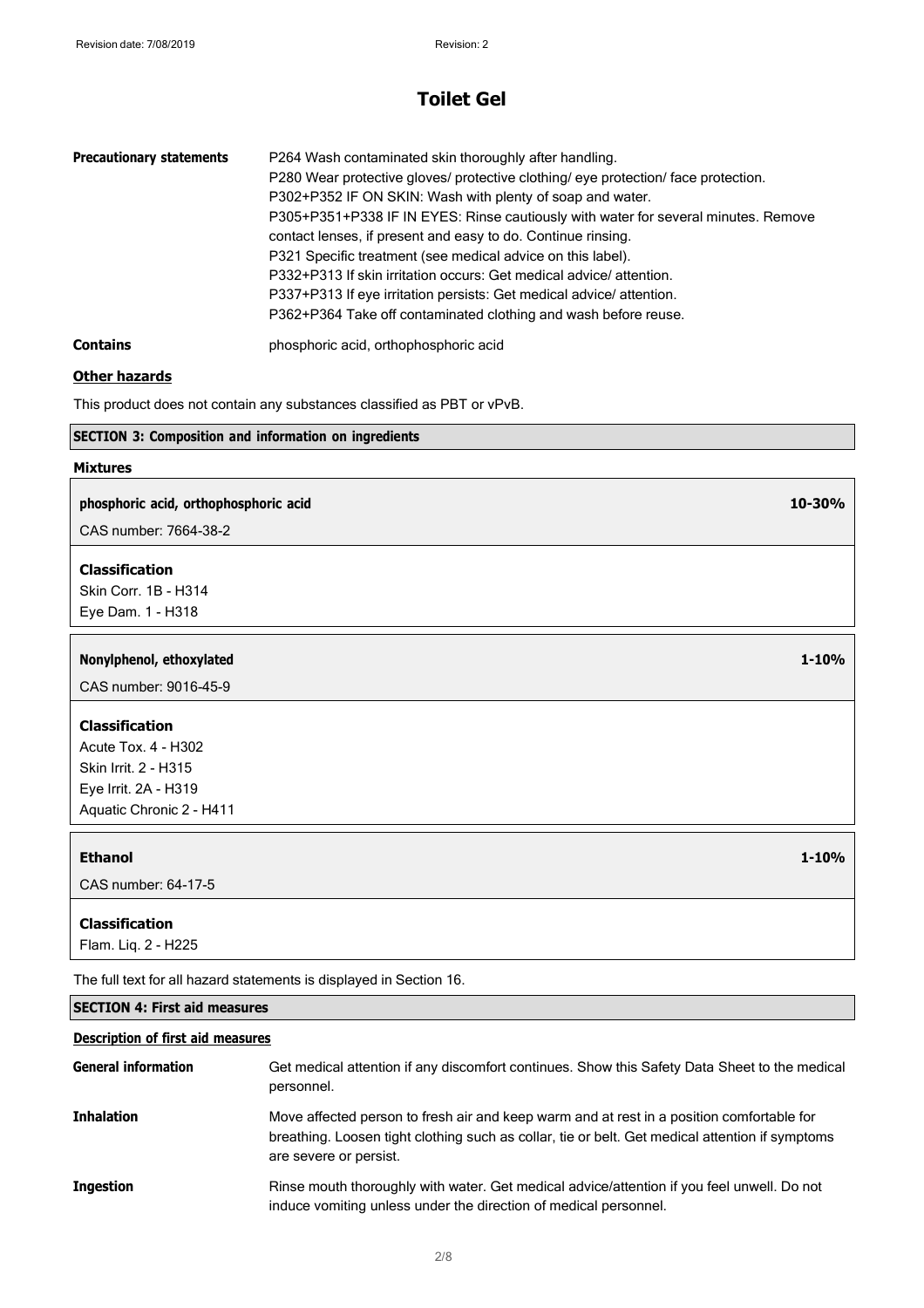**Precautionary statements**

P264 Wash contaminated skin thoroughly after handling.
P280 Wear protective gloves/ protective clothing/ eye protection/ face protection.
P302+P352 IF ON SKIN: Wash with plenty of soap and water.
P305+P351+P338 IF IN EYES: Rinse cautiously with water for several minutes. Remove contact lenses, if present and easy to do. Continue rinsing.
P321 Specific treatment (see medical advice on this label).
P332+P313 If skin irritation occurs: Get medical advice/ attention.
P337+P313 If eye irritation persists: Get medical advice/ attention.
P362+P364 Take off contaminated clothing and wash before reuse.

**Contains** phosphoric acid, orthophosphoric acid

**Other hazards**

This product does not contain any substances classified as PBT or vPvB.

## SECTION 3: Composition and information on ingredients

### Mixtures

**phosphoric acid, orthophosphoric acid** — 10-30%

CAS number: 7664-38-2

**Classification**
Skin Corr. 1B - H314
Eye Dam. 1 - H318

**Nonylphenol, ethoxylated** — 1-10%

CAS number: 9016-45-9

**Classification**
Acute Tox. 4 - H302
Skin Irrit. 2 - H315
Eye Irrit. 2A - H319
Aquatic Chronic 2 - H411

**Ethanol** — 1-10%

CAS number: 64-17-5

**Classification**
Flam. Liq. 2 - H225

The full text for all hazard statements is displayed in Section 16.

## SECTION 4: First aid measures

### Description of first aid measures

**General information** Get medical attention if any discomfort continues. Show this Safety Data Sheet to the medical personnel.

**Inhalation** Move affected person to fresh air and keep warm and at rest in a position comfortable for breathing. Loosen tight clothing such as collar, tie or belt. Get medical attention if symptoms are severe or persist.

**Ingestion** Rinse mouth thoroughly with water. Get medical advice/attention if you feel unwell. Do not induce vomiting unless under the direction of medical personnel.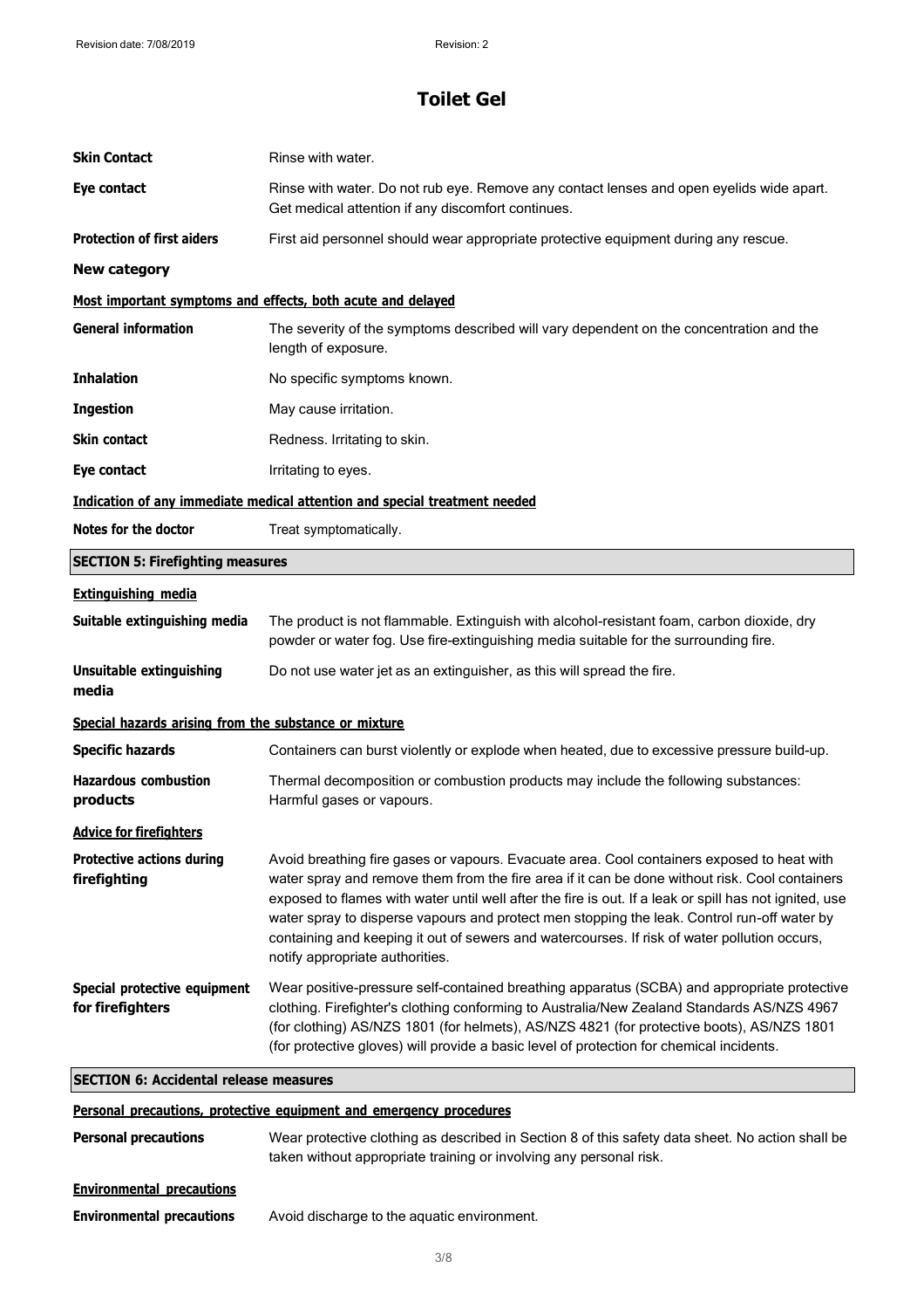# Toilet Gel

| | |
|---|---|
| **Skin Contact** | Rinse with water. |
| **Eye contact** | Rinse with water. Do not rub eye. Remove any contact lenses and open eyelids wide apart. Get medical attention if any discomfort continues. |
| **Protection of first aiders** | First aid personnel should wear appropriate protective equipment during any rescue. |

**New category**

**Most important symptoms and effects, both acute and delayed**

| | |
|---|---|
| **General information** | The severity of the symptoms described will vary dependent on the concentration and the length of exposure. |
| **Inhalation** | No specific symptoms known. |
| **Ingestion** | May cause irritation. |
| **Skin contact** | Redness. Irritating to skin. |
| **Eye contact** | Irritating to eyes. |

**Indication of any immediate medical attention and special treatment needed**

| | |
|---|---|
| **Notes for the doctor** | Treat symptomatically. |

## SECTION 5: Firefighting measures

**Extinguishing media**

| | |
|---|---|
| **Suitable extinguishing media** | The product is not flammable. Extinguish with alcohol-resistant foam, carbon dioxide, dry powder or water fog. Use fire-extinguishing media suitable for the surrounding fire. |
| **Unsuitable extinguishing media** | Do not use water jet as an extinguisher, as this will spread the fire. |

**Special hazards arising from the substance or mixture**

| | |
|---|---|
| **Specific hazards** | Containers can burst violently or explode when heated, due to excessive pressure build-up. |
| **Hazardous combustion products** | Thermal decomposition or combustion products may include the following substances: Harmful gases or vapours. |

**Advice for firefighters**

| | |
|---|---|
| **Protective actions during firefighting** | Avoid breathing fire gases or vapours. Evacuate area. Cool containers exposed to heat with water spray and remove them from the fire area if it can be done without risk. Cool containers exposed to flames with water until well after the fire is out. If a leak or spill has not ignited, use water spray to disperse vapours and protect men stopping the leak. Control run-off water by containing and keeping it out of sewers and watercourses. If risk of water pollution occurs, notify appropriate authorities. |
| **Special protective equipment for firefighters** | Wear positive-pressure self-contained breathing apparatus (SCBA) and appropriate protective clothing. Firefighter's clothing conforming to Australia/New Zealand Standards AS/NZS 4967 (for clothing) AS/NZS 1801 (for helmets), AS/NZS 4821 (for protective boots), AS/NZS 1801 (for protective gloves) will provide a basic level of protection for chemical incidents. |

## SECTION 6: Accidental release measures

**Personal precautions, protective equipment and emergency procedures**

| | |
|---|---|
| **Personal precautions** | Wear protective clothing as described in Section 8 of this safety data sheet. No action shall be taken without appropriate training or involving any personal risk. |

**Environmental precautions**

| | |
|---|---|
| **Environmental precautions** | Avoid discharge to the aquatic environment. |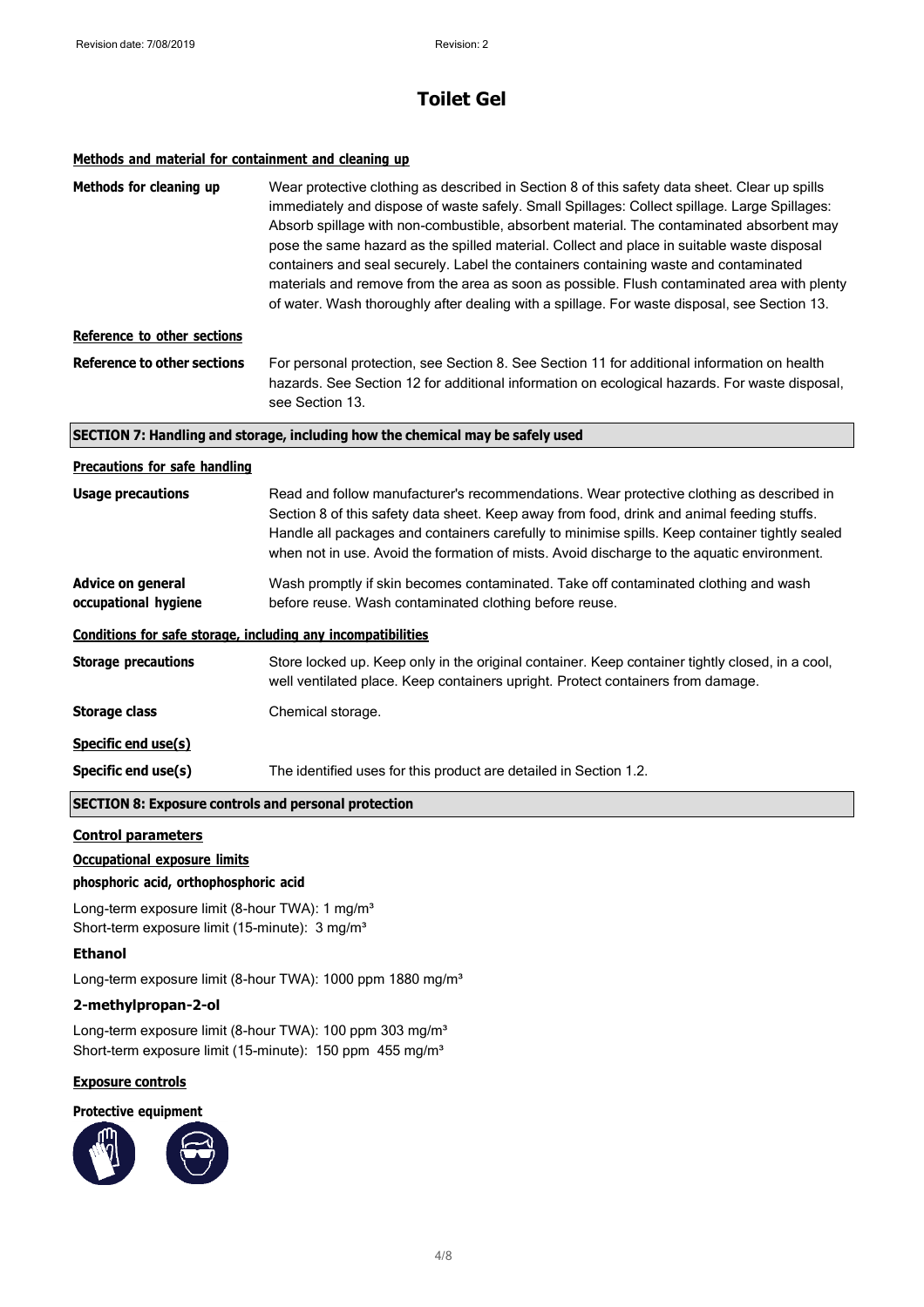# Toilet Gel

**Methods and material for containment and cleaning up**

**Methods for cleaning up** Wear protective clothing as described in Section 8 of this safety data sheet. Clear up spills immediately and dispose of waste safely. Small Spillages: Collect spillage. Large Spillages: Absorb spillage with non-combustible, absorbent material. The contaminated absorbent may pose the same hazard as the spilled material. Collect and place in suitable waste disposal containers and seal securely. Label the containers containing waste and contaminated materials and remove from the area as soon as possible. Flush contaminated area with plenty of water. Wash thoroughly after dealing with a spillage. For waste disposal, see Section 13.

**Reference to other sections**

**Reference to other sections** For personal protection, see Section 8. See Section 11 for additional information on health hazards. See Section 12 for additional information on ecological hazards. For waste disposal, see Section 13.

## SECTION 7: Handling and storage, including how the chemical may be safely used

**Precautions for safe handling**

**Usage precautions** Read and follow manufacturer's recommendations. Wear protective clothing as described in Section 8 of this safety data sheet. Keep away from food, drink and animal feeding stuffs. Handle all packages and containers carefully to minimise spills. Keep container tightly sealed when not in use. Avoid the formation of mists. Avoid discharge to the aquatic environment.

**Advice on general occupational hygiene** Wash promptly if skin becomes contaminated. Take off contaminated clothing and wash before reuse. Wash contaminated clothing before reuse.

**Conditions for safe storage, including any incompatibilities**

**Storage precautions** Store locked up. Keep only in the original container. Keep container tightly closed, in a cool, well ventilated place. Keep containers upright. Protect containers from damage.

**Storage class** Chemical storage.

**Specific end use(s)**

**Specific end use(s)** The identified uses for this product are detailed in Section 1.2.

## SECTION 8: Exposure controls and personal protection

**Control parameters**

**Occupational exposure limits**

**phosphoric acid, orthophosphoric acid**

Long-term exposure limit (8-hour TWA): 1 mg/m³
Short-term exposure limit (15-minute): 3 mg/m³

**Ethanol**

Long-term exposure limit (8-hour TWA): 1000 ppm 1880 mg/m³

**2-methylpropan-2-ol**

Long-term exposure limit (8-hour TWA): 100 ppm 303 mg/m³
Short-term exposure limit (15-minute): 150 ppm 455 mg/m³

**Exposure controls**

**Protective equipment**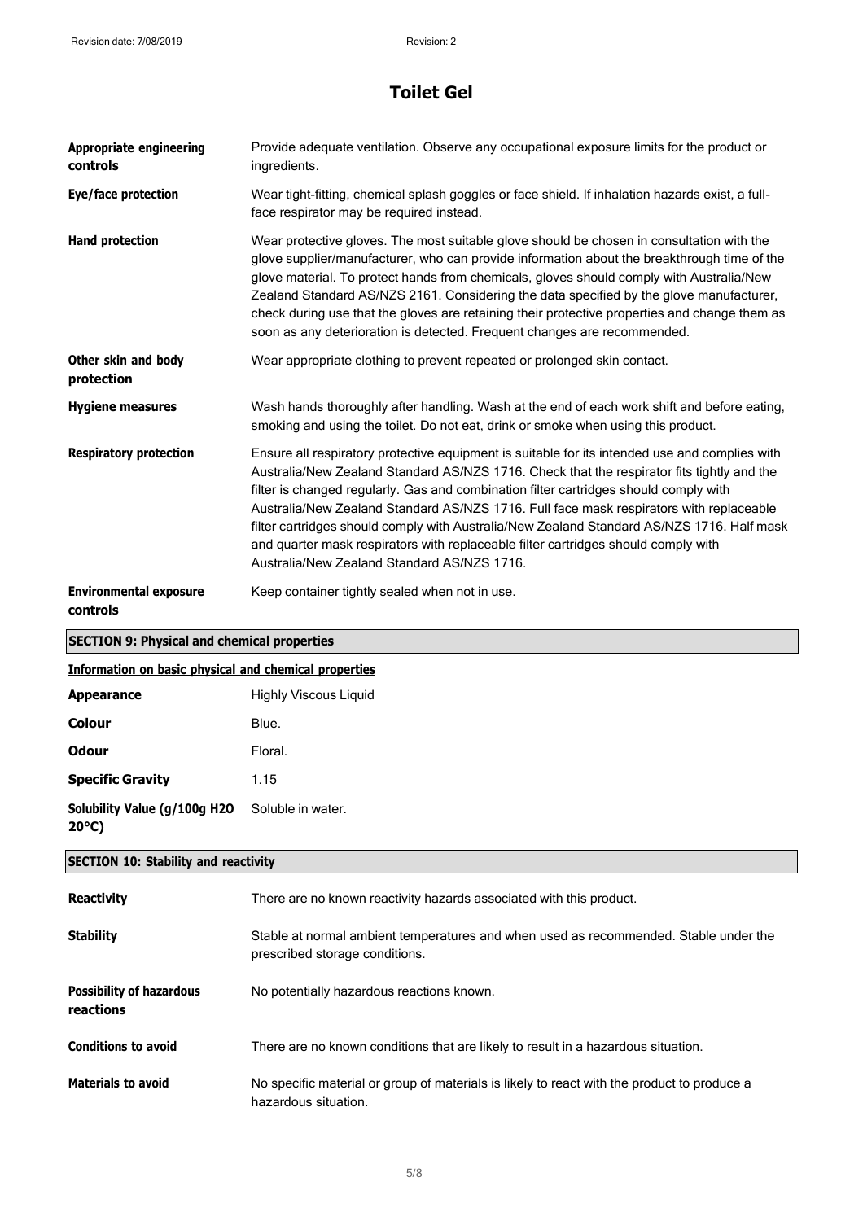# Toilet Gel

| | |
|---|---|
| **Appropriate engineering controls** | Provide adequate ventilation. Observe any occupational exposure limits for the product or ingredients. |
| **Eye/face protection** | Wear tight-fitting, chemical splash goggles or face shield. If inhalation hazards exist, a full-face respirator may be required instead. |
| **Hand protection** | Wear protective gloves. The most suitable glove should be chosen in consultation with the glove supplier/manufacturer, who can provide information about the breakthrough time of the glove material. To protect hands from chemicals, gloves should comply with Australia/New Zealand Standard AS/NZS 2161. Considering the data specified by the glove manufacturer, check during use that the gloves are retaining their protective properties and change them as soon as any deterioration is detected. Frequent changes are recommended. |
| **Other skin and body protection** | Wear appropriate clothing to prevent repeated or prolonged skin contact. |
| **Hygiene measures** | Wash hands thoroughly after handling. Wash at the end of each work shift and before eating, smoking and using the toilet. Do not eat, drink or smoke when using this product. |
| **Respiratory protection** | Ensure all respiratory protective equipment is suitable for its intended use and complies with Australia/New Zealand Standard AS/NZS 1716. Check that the respirator fits tightly and the filter is changed regularly. Gas and combination filter cartridges should comply with Australia/New Zealand Standard AS/NZS 1716. Full face mask respirators with replaceable filter cartridges should comply with Australia/New Zealand Standard AS/NZS 1716. Half mask and quarter mask respirators with replaceable filter cartridges should comply with Australia/New Zealand Standard AS/NZS 1716. |
| **Environmental exposure controls** | Keep container tightly sealed when not in use. |

## SECTION 9: Physical and chemical properties

### Information on basic physical and chemical properties

| | |
|---|---|
| **Appearance** | Highly Viscous Liquid |
| **Colour** | Blue. |
| **Odour** | Floral. |
| **Specific Gravity** | 1.15 |
| **Solubility Value (g/100g H2O 20°C)** | Soluble in water. |

## SECTION 10: Stability and reactivity

| | |
|---|---|
| **Reactivity** | There are no known reactivity hazards associated with this product. |
| **Stability** | Stable at normal ambient temperatures and when used as recommended. Stable under the prescribed storage conditions. |
| **Possibility of hazardous reactions** | No potentially hazardous reactions known. |
| **Conditions to avoid** | There are no known conditions that are likely to result in a hazardous situation. |
| **Materials to avoid** | No specific material or group of materials is likely to react with the product to produce a hazardous situation. |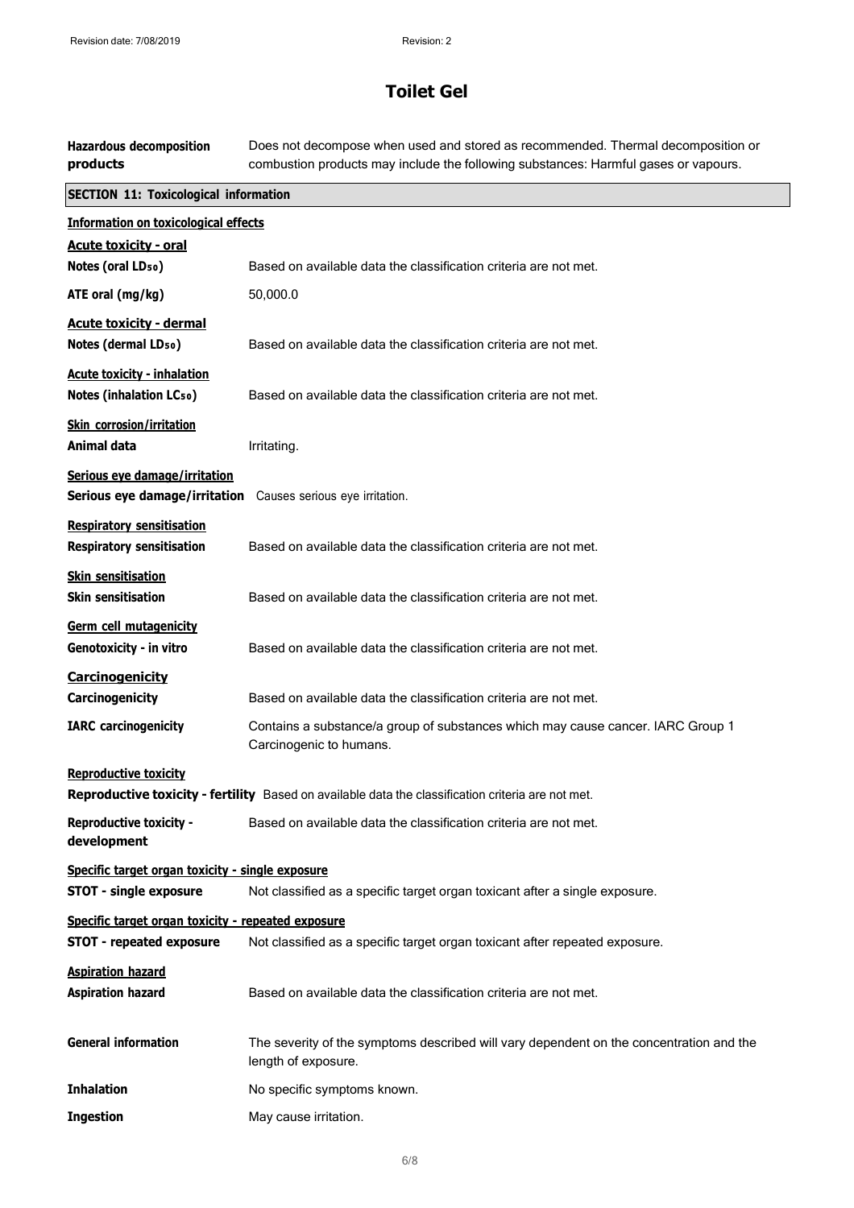# Toilet Gel

**Hazardous decomposition products** Does not decompose when used and stored as recommended. Thermal decomposition or combustion products may include the following substances: Harmful gases or vapours.

## SECTION 11: Toxicological information

### Information on toxicological effects

**Acute toxicity - oral**

**Notes (oral $LD_{50}$)** Based on available data the classification criteria are not met.

**ATE oral (mg/kg)** 50,000.0

**Acute toxicity - dermal**

**Notes (dermal $LD_{50}$)** Based on available data the classification criteria are not met.

**Acute toxicity - inhalation**

**Notes (inhalation $LC_{50}$)** Based on available data the classification criteria are not met.

**Skin corrosion/irritation**

**Animal data** Irritating.

**Serious eye damage/irritation**

**Serious eye damage/irritation** Causes serious eye irritation.

**Respiratory sensitisation**

**Respiratory sensitisation** Based on available data the classification criteria are not met.

**Skin sensitisation**

**Skin sensitisation** Based on available data the classification criteria are not met.

**Germ cell mutagenicity**

**Genotoxicity - in vitro** Based on available data the classification criteria are not met.

**Carcinogenicity**

**Carcinogenicity** Based on available data the classification criteria are not met.

**IARC carcinogenicity** Contains a substance/a group of substances which may cause cancer. IARC Group 1 Carcinogenic to humans.

**Reproductive toxicity**

**Reproductive toxicity - fertility** Based on available data the classification criteria are not met.

**Reproductive toxicity - development** Based on available data the classification criteria are not met.

**Specific target organ toxicity - single exposure**

**STOT - single exposure** Not classified as a specific target organ toxicant after a single exposure.

**Specific target organ toxicity - repeated exposure**

**STOT - repeated exposure** Not classified as a specific target organ toxicant after repeated exposure.

**Aspiration hazard**

**Aspiration hazard** Based on available data the classification criteria are not met.

**General information** The severity of the symptoms described will vary dependent on the concentration and the length of exposure.

**Inhalation** No specific symptoms known.

**Ingestion** May cause irritation.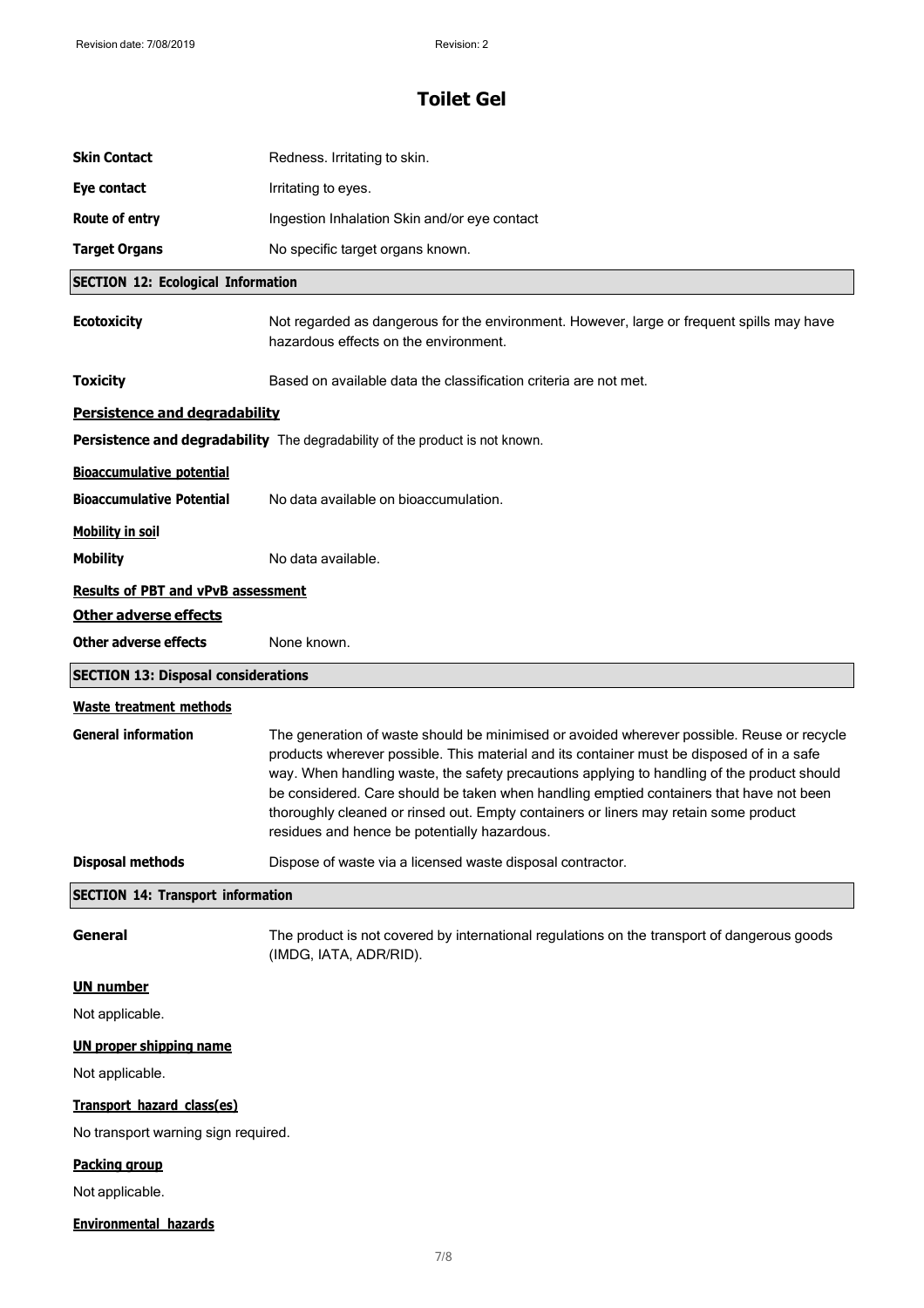# Toilet Gel

| | |
|---|---|
| **Skin Contact** | Redness. Irritating to skin. |
| **Eye contact** | Irritating to eyes. |
| **Route of entry** | Ingestion Inhalation Skin and/or eye contact |
| **Target Organs** | No specific target organs known. |

## SECTION 12: Ecological Information

**Ecotoxicity** Not regarded as dangerous for the environment. However, large or frequent spills may have hazardous effects on the environment.

**Toxicity** Based on available data the classification criteria are not met.

### Persistence and degradability

**Persistence and degradability** The degradability of the product is not known.

### Bioaccumulative potential

**Bioaccumulative Potential** No data available on bioaccumulation.

### Mobility in soil

**Mobility** No data available.

### Results of PBT and vPvB assessment

### Other adverse effects

**Other adverse effects** None known.

## SECTION 13: Disposal considerations

### Waste treatment methods

**General information** The generation of waste should be minimised or avoided wherever possible. Reuse or recycle products wherever possible. This material and its container must be disposed of in a safe way. When handling waste, the safety precautions applying to handling of the product should be considered. Care should be taken when handling emptied containers that have not been thoroughly cleaned or rinsed out. Empty containers or liners may retain some product residues and hence be potentially hazardous.

**Disposal methods** Dispose of waste via a licensed waste disposal contractor.

## SECTION 14: Transport information

**General** The product is not covered by international regulations on the transport of dangerous goods (IMDG, IATA, ADR/RID).

### UN number

Not applicable.

### UN proper shipping name

Not applicable.

### Transport hazard class(es)

No transport warning sign required.

### Packing group

Not applicable.

### Environmental hazards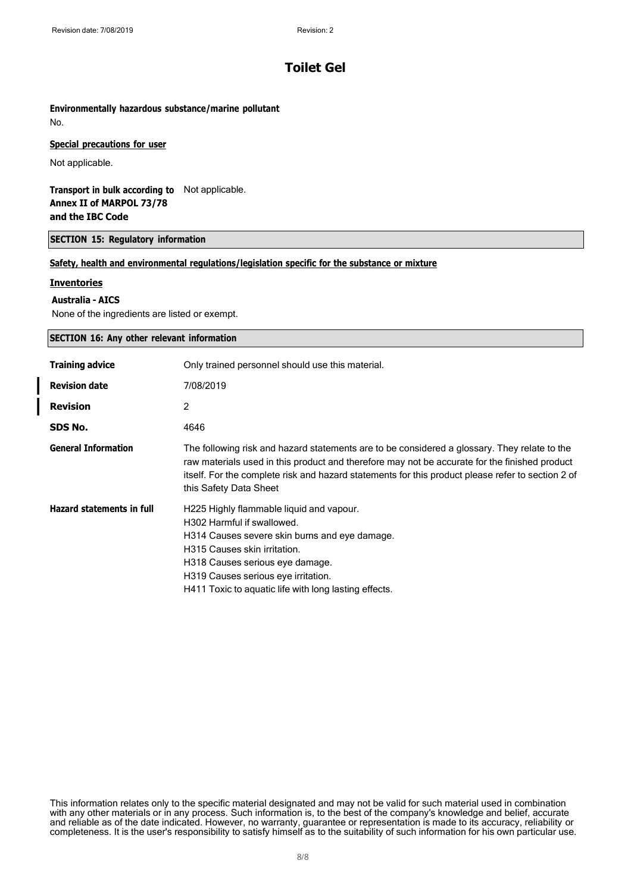**Environmentally hazardous substance/marine pollutant**

No.

**Special precautions for user**

Not applicable.

**Transport in bulk according to Annex II of MARPOL 73/78 and the IBC Code** Not applicable.

## SECTION 15: Regulatory information

**Safety, health and environmental regulations/legislation specific for the substance or mixture**

**Inventories**

**Australia - AICS**

None of the ingredients are listed or exempt.

## SECTION 16: Any other relevant information

| | |
|---|---|
| **Training advice** | Only trained personnel should use this material. |
| **Revision date** | 7/08/2019 |
| **Revision** | 2 |
| **SDS No.** | 4646 |
| **General Information** | The following risk and hazard statements are to be considered a glossary. They relate to the raw materials used in this product and therefore may not be accurate for the finished product itself. For the complete risk and hazard statements for this product please refer to section 2 of this Safety Data Sheet |
| **Hazard statements in full** | H225 Highly flammable liquid and vapour.<br>H302 Harmful if swallowed.<br>H314 Causes severe skin burns and eye damage.<br>H315 Causes skin irritation.<br>H318 Causes serious eye damage.<br>H319 Causes serious eye irritation.<br>H411 Toxic to aquatic life with long lasting effects. |

This information relates only to the specific material designated and may not be valid for such material used in combination with any other materials or in any process. Such information is, to the best of the company's knowledge and belief, accurate and reliable as of the date indicated. However, no warranty, guarantee or representation is made to its accuracy, reliability or completeness. It is the user's responsibility to satisfy himself as to the suitability of such information for his own particular use.